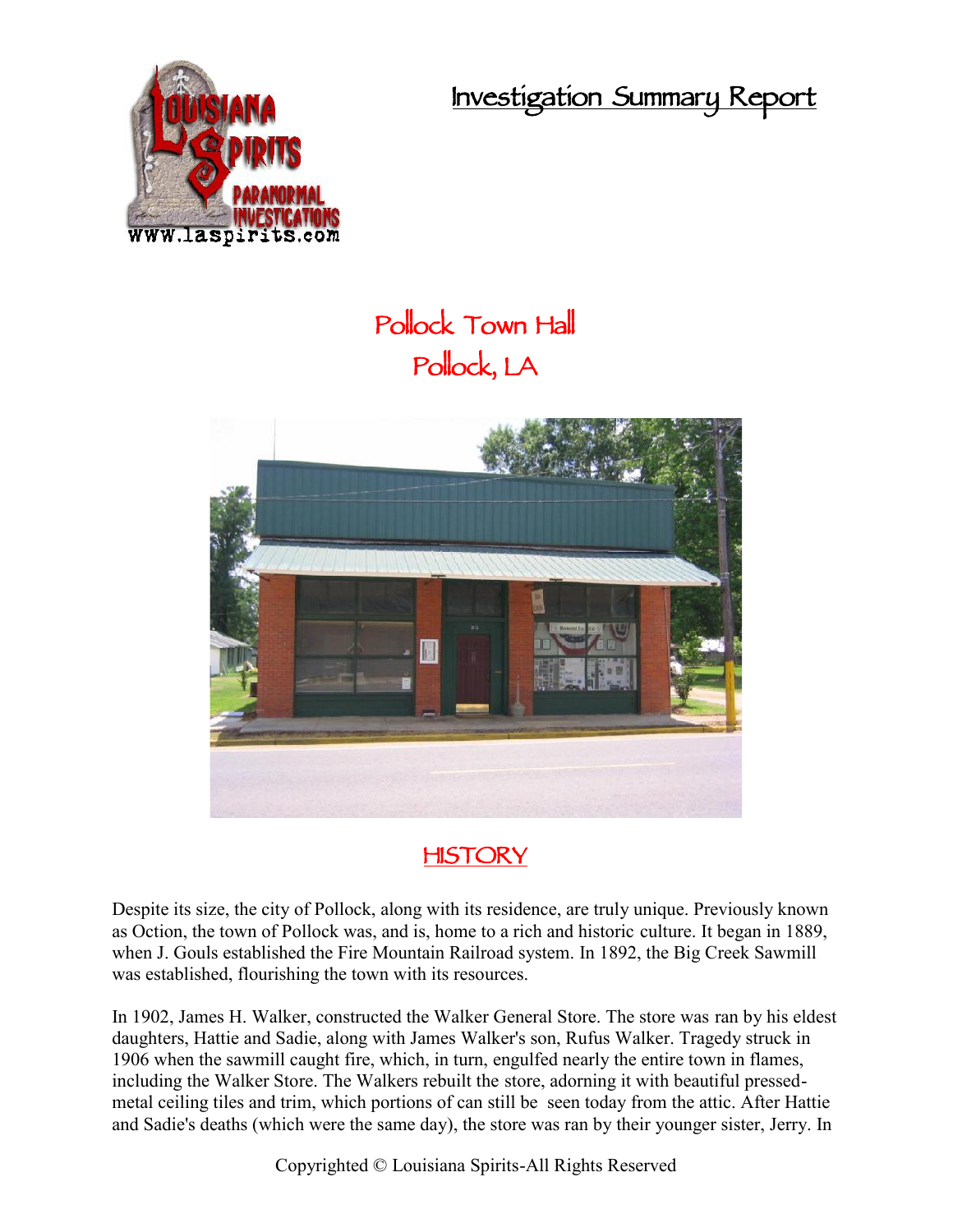# Investigation Summary Report

## Pollock Town Hall
## Pollock, LA

## HISTORY

Despite its size, the city of Pollock, along with its residence, are truly unique. Previously known as Oction, the town of Pollock was, and is, home to a rich and historic culture. It began in 1889, when J. Gouls established the Fire Mountain Railroad system. In 1892, the Big Creek Sawmill was established, flourishing the town with its resources.

In 1902, James H. Walker, constructed the Walker General Store. The store was ran by his eldest daughters, Hattie and Sadie, along with James Walker's son, Rufus Walker. Tragedy struck in 1906 when the sawmill caught fire, which, in turn, engulfed nearly the entire town in flames, including the Walker Store. The Walkers rebuilt the store, adorning it with beautiful pressed-metal ceiling tiles and trim, which portions of can still be seen today from the attic. After Hattie and Sadie's deaths (which were the same day), the store was ran by their younger sister, Jerry. In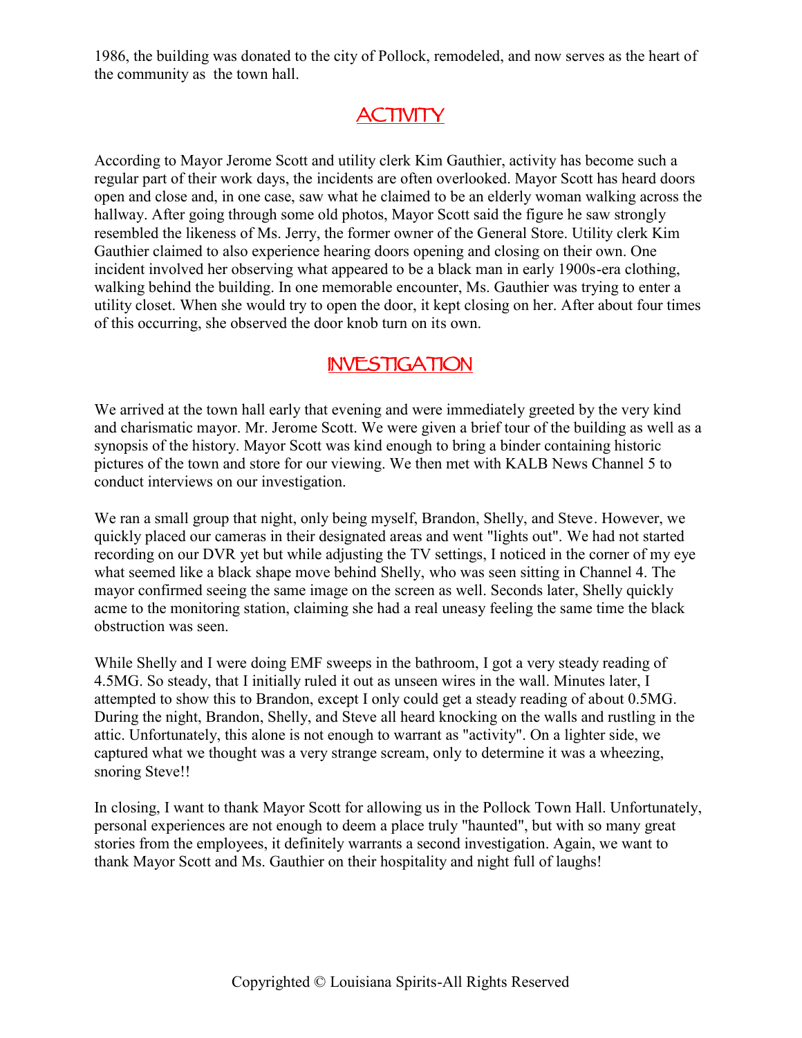1986, the building was donated to the city of Pollock, remodeled, and now serves as the heart of the community as the town hall.

## ACTIVITY

According to Mayor Jerome Scott and utility clerk Kim Gauthier, activity has become such a regular part of their work days, the incidents are often overlooked. Mayor Scott has heard doors open and close and, in one case, saw what he claimed to be an elderly woman walking across the hallway. After going through some old photos, Mayor Scott said the figure he saw strongly resembled the likeness of Ms. Jerry, the former owner of the General Store. Utility clerk Kim Gauthier claimed to also experience hearing doors opening and closing on their own. One incident involved her observing what appeared to be a black man in early 1900s-era clothing, walking behind the building. In one memorable encounter, Ms. Gauthier was trying to enter a utility closet. When she would try to open the door, it kept closing on her. After about four times of this occurring, she observed the door knob turn on its own.

## INVESTIGATION

We arrived at the town hall early that evening and were immediately greeted by the very kind and charismatic mayor. Mr. Jerome Scott. We were given a brief tour of the building as well as a synopsis of the history. Mayor Scott was kind enough to bring a binder containing historic pictures of the town and store for our viewing. We then met with KALB News Channel 5 to conduct interviews on our investigation.

We ran a small group that night, only being myself, Brandon, Shelly, and Steve. However, we quickly placed our cameras in their designated areas and went "lights out". We had not started recording on our DVR yet but while adjusting the TV settings, I noticed in the corner of my eye what seemed like a black shape move behind Shelly, who was seen sitting in Channel 4. The mayor confirmed seeing the same image on the screen as well. Seconds later, Shelly quickly acme to the monitoring station, claiming she had a real uneasy feeling the same time the black obstruction was seen.

While Shelly and I were doing EMF sweeps in the bathroom, I got a very steady reading of 4.5MG. So steady, that I initially ruled it out as unseen wires in the wall. Minutes later, I attempted to show this to Brandon, except I only could get a steady reading of about 0.5MG. During the night, Brandon, Shelly, and Steve all heard knocking on the walls and rustling in the attic. Unfortunately, this alone is not enough to warrant as "activity". On a lighter side, we captured what we thought was a very strange scream, only to determine it was a wheezing, snoring Steve!!

In closing, I want to thank Mayor Scott for allowing us in the Pollock Town Hall. Unfortunately, personal experiences are not enough to deem a place truly "haunted", but with so many great stories from the employees, it definitely warrants a second investigation. Again, we want to thank Mayor Scott and Ms. Gauthier on their hospitality and night full of laughs!

Copyrighted © Louisiana Spirits-All Rights Reserved